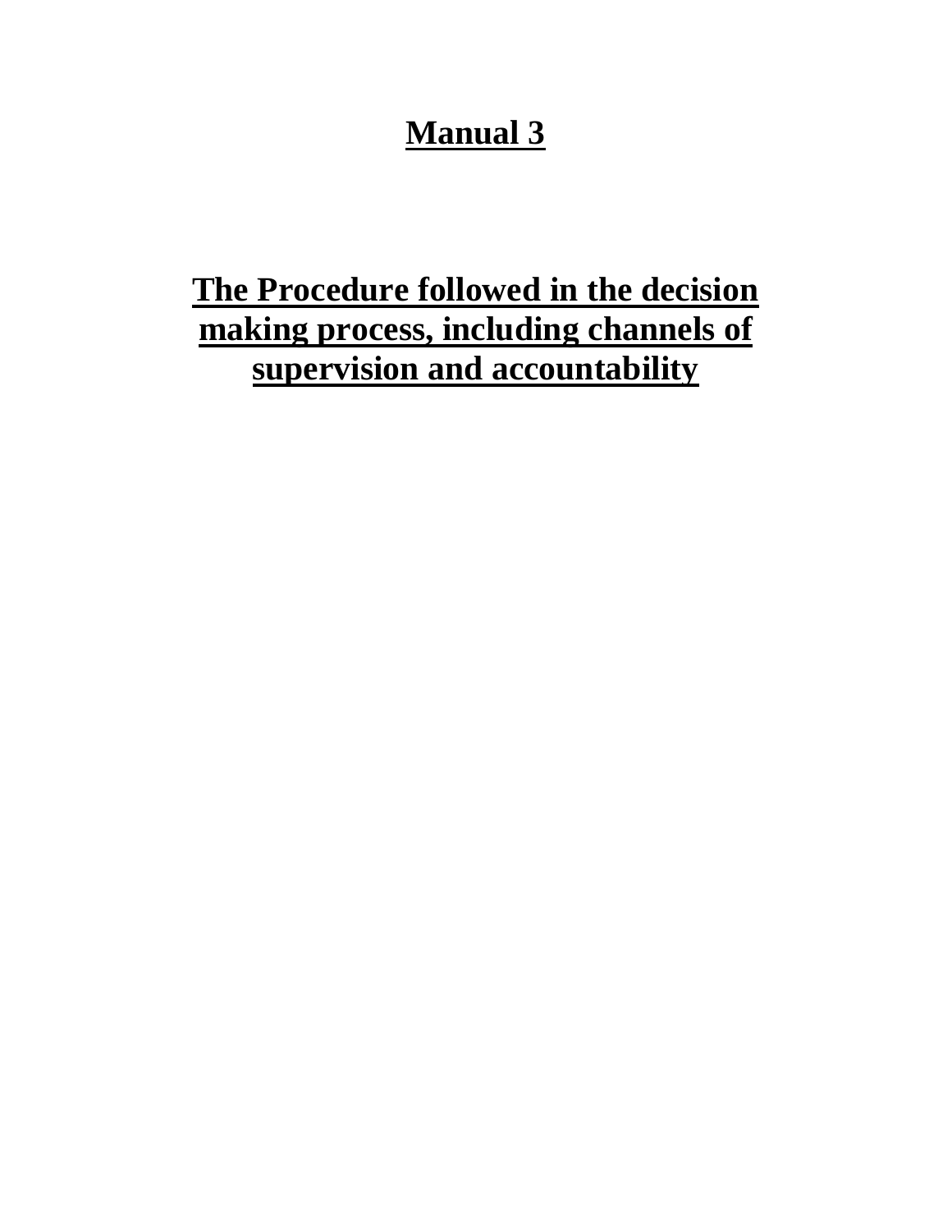# Manual 3

## The Procedure followed in the decision making process, including channels of supervision and accountability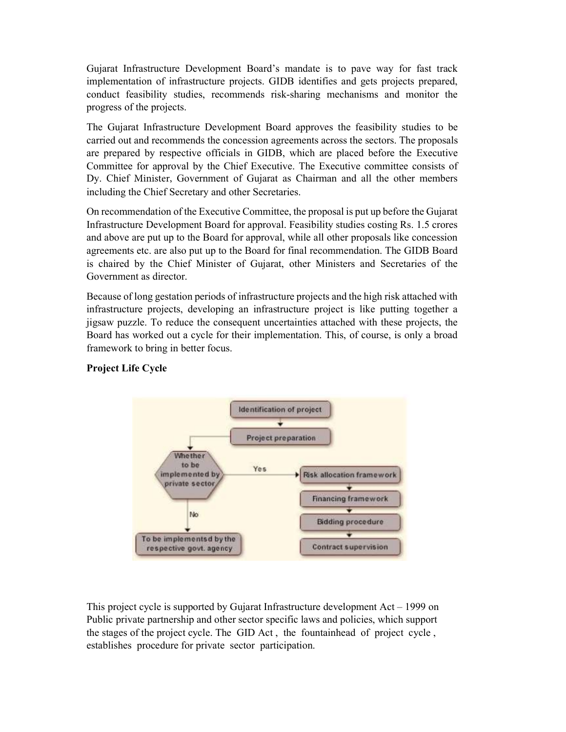Gujarat Infrastructure Development Board's mandate is to pave way for fast track implementation of infrastructure projects. GIDB identifies and gets projects prepared, conduct feasibility studies, recommends risk-sharing mechanisms and monitor the progress of the projects.

The Gujarat Infrastructure Development Board approves the feasibility studies to be carried out and recommends the concession agreements across the sectors. The proposals are prepared by respective officials in GIDB, which are placed before the Executive Committee for approval by the Chief Executive. The Executive committee consists of Dy. Chief Minister, Government of Gujarat as Chairman and all the other members including the Chief Secretary and other Secretaries.

On recommendation of the Executive Committee, the proposal is put up before the Gujarat Infrastructure Development Board for approval. Feasibility studies costing Rs. 1.5 crores and above are put up to the Board for approval, while all other proposals like concession agreements etc. are also put up to the Board for final recommendation. The GIDB Board is chaired by the Chief Minister of Gujarat, other Ministers and Secretaries of the Government as director.

Because of long gestation periods of infrastructure projects and the high risk attached with infrastructure projects, developing an infrastructure project is like putting together a jigsaw puzzle. To reduce the consequent uncertainties attached with these projects, the Board has worked out a cycle for their implementation. This, of course, is only a broad framework to bring in better focus.

**Project Life Cycle**

- Identification of project
- Project preparation
- Whether to be implemented by private sector
  - Yes: Risk allocation framework → Financing framework → Bidding procedure → Contract supervision
  - No: To be implementsd by the respective govt. agency

This project cycle is supported by Gujarat Infrastructure development Act – 1999 on Public private partnership and other sector specific laws and policies, which support the stages of the project cycle. The GID Act , the fountainhead of project cycle , establishes procedure for private sector participation.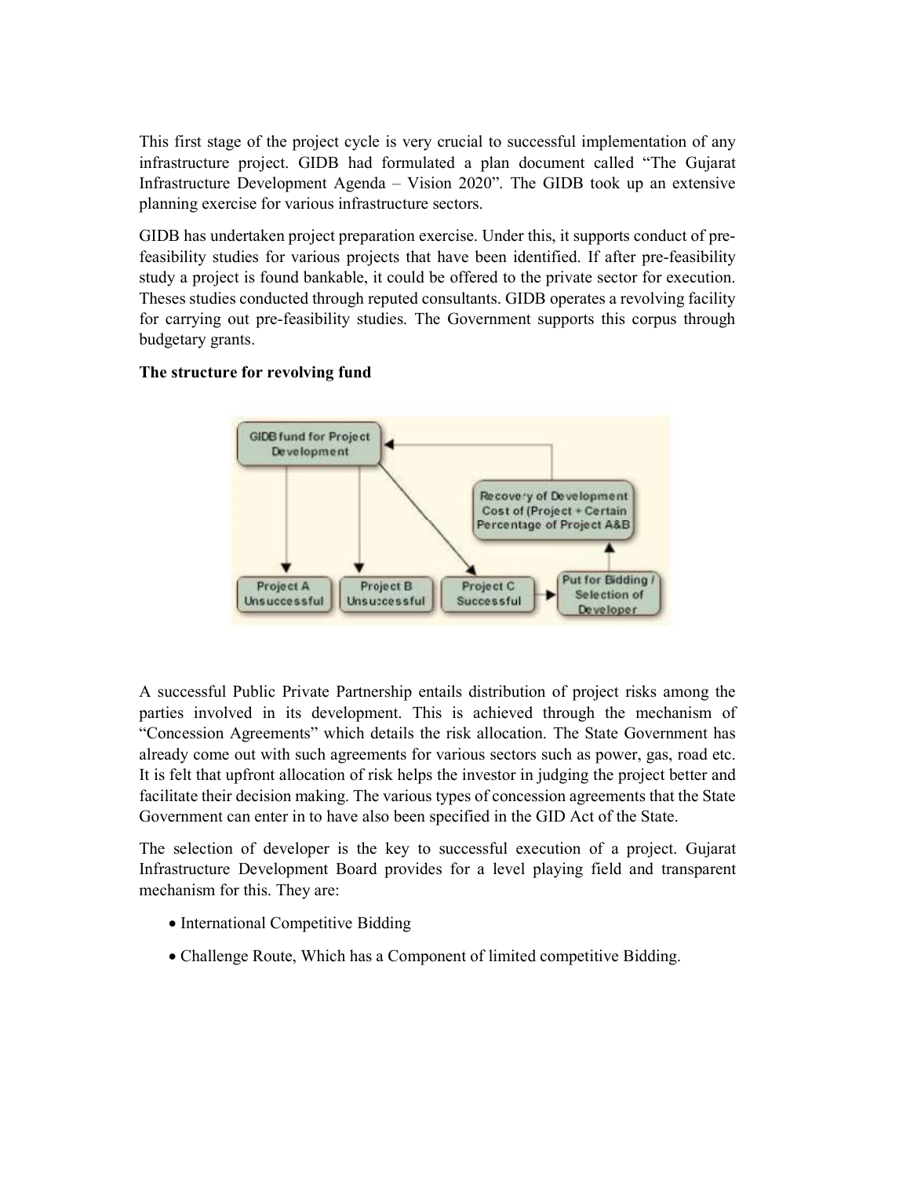This first stage of the project cycle is very crucial to successful implementation of any infrastructure project. GIDB had formulated a plan document called "The Gujarat Infrastructure Development Agenda – Vision 2020". The GIDB took up an extensive planning exercise for various infrastructure sectors.

GIDB has undertaken project preparation exercise. Under this, it supports conduct of pre-feasibility studies for various projects that have been identified. If after pre-feasibility study a project is found bankable, it could be offered to the private sector for execution. Theses studies conducted through reputed consultants. GIDB operates a revolving facility for carrying out pre-feasibility studies. The Government supports this corpus through budgetary grants.

**The structure for revolving fund**

GIDB fund for Project Development

Recovery of Development Cost of (Project + Certain Percentage of Project A&B

Project A Unsuccessful

Project B Unsuccessful

Project C Successful

Put for Bidding / Selection of Developer

A successful Public Private Partnership entails distribution of project risks among the parties involved in its development. This is achieved through the mechanism of "Concession Agreements" which details the risk allocation. The State Government has already come out with such agreements for various sectors such as power, gas, road etc. It is felt that upfront allocation of risk helps the investor in judging the project better and facilitate their decision making. The various types of concession agreements that the State Government can enter in to have also been specified in the GID Act of the State.

The selection of developer is the key to successful execution of a project. Gujarat Infrastructure Development Board provides for a level playing field and transparent mechanism for this. They are:

- International Competitive Bidding
- Challenge Route, Which has a Component of limited competitive Bidding.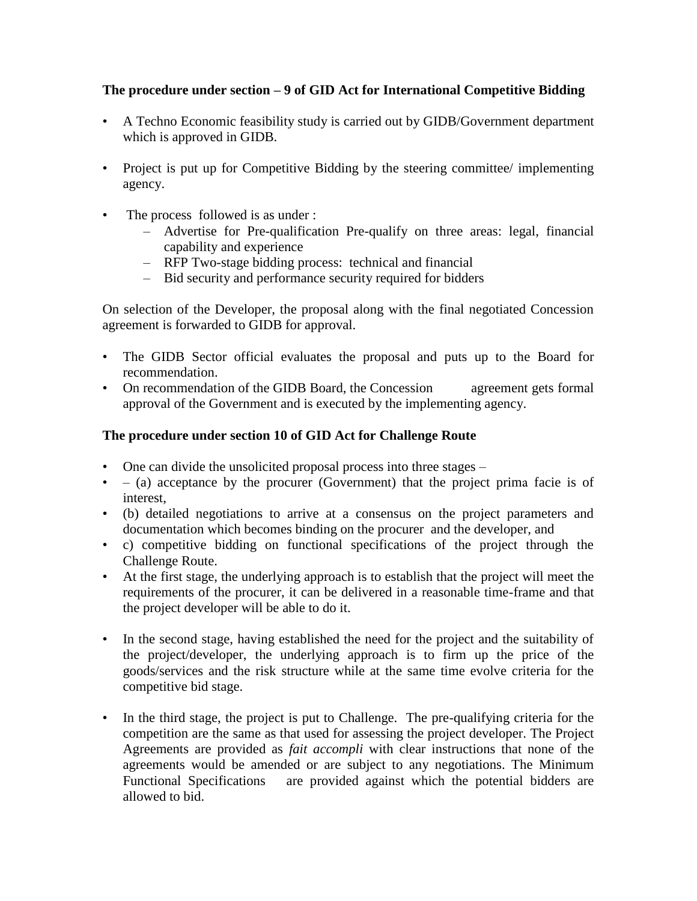**The procedure under section – 9 of GID Act for International Competitive Bidding**

- A Techno Economic feasibility study is carried out by GIDB/Government department which is approved in GIDB.
- Project is put up for Competitive Bidding by the steering committee/ implementing agency.
- The process followed is as under :
  - Advertise for Pre-qualification Pre-qualify on three areas: legal, financial capability and experience
  - RFP Two-stage bidding process: technical and financial
  - Bid security and performance security required for bidders

On selection of the Developer, the proposal along with the final negotiated Concession agreement is forwarded to GIDB for approval.

- The GIDB Sector official evaluates the proposal and puts up to the Board for recommendation.
- On recommendation of the GIDB Board, the Concession agreement gets formal approval of the Government and is executed by the implementing agency.

**The procedure under section 10 of GID Act for Challenge Route**

- One can divide the unsolicited proposal process into three stages –
- – (a) acceptance by the procurer (Government) that the project prima facie is of interest,
- (b) detailed negotiations to arrive at a consensus on the project parameters and documentation which becomes binding on the procurer and the developer, and
- c) competitive bidding on functional specifications of the project through the Challenge Route.
- At the first stage, the underlying approach is to establish that the project will meet the requirements of the procurer, it can be delivered in a reasonable time-frame and that the project developer will be able to do it.
- In the second stage, having established the need for the project and the suitability of the project/developer, the underlying approach is to firm up the price of the goods/services and the risk structure while at the same time evolve criteria for the competitive bid stage.
- In the third stage, the project is put to Challenge. The pre-qualifying criteria for the competition are the same as that used for assessing the project developer. The Project Agreements are provided as *fait accompli* with clear instructions that none of the agreements would be amended or are subject to any negotiations. The Minimum Functional Specifications are provided against which the potential bidders are allowed to bid.